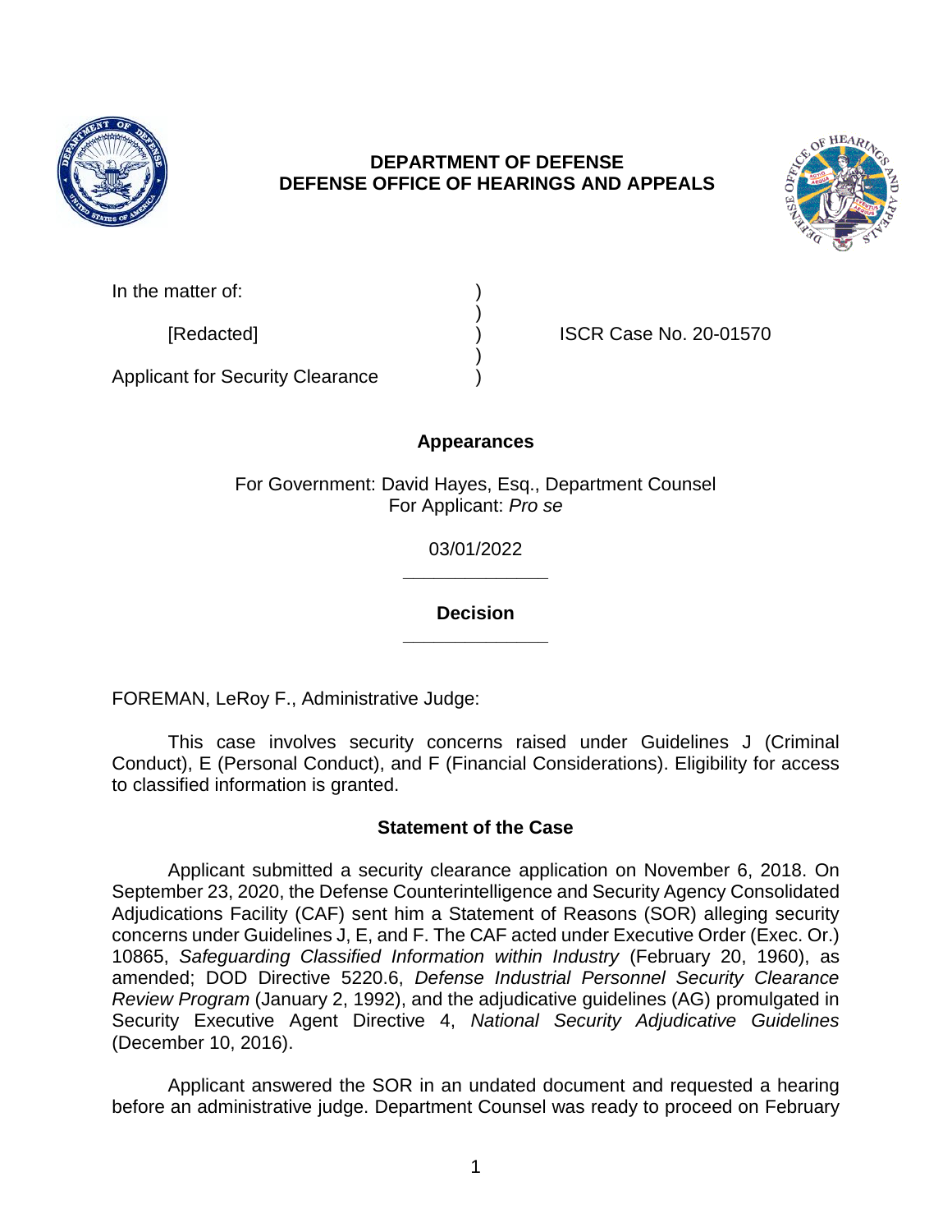**DEPARTMENT OF DEFENSE**
**DEFENSE OFFICE OF HEARINGS AND APPEALS**

In the matter of: )
)
[Redacted] ) ISCR Case No. 20-01570
)
Applicant for Security Clearance )

**Appearances**

For Government: David Hayes, Esq., Department Counsel
For Applicant: *Pro se*

03/01/2022

---

**Decision**

---

FOREMAN, LeRoy F., Administrative Judge:

This case involves security concerns raised under Guidelines J (Criminal Conduct), E (Personal Conduct), and F (Financial Considerations). Eligibility for access to classified information is granted.

**Statement of the Case**

Applicant submitted a security clearance application on November 6, 2018. On September 23, 2020, the Defense Counterintelligence and Security Agency Consolidated Adjudications Facility (CAF) sent him a Statement of Reasons (SOR) alleging security concerns under Guidelines J, E, and F. The CAF acted under Executive Order (Exec. Or.) 10865, *Safeguarding Classified Information within Industry* (February 20, 1960), as amended; DOD Directive 5220.6, *Defense Industrial Personnel Security Clearance Review Program* (January 2, 1992), and the adjudicative guidelines (AG) promulgated in Security Executive Agent Directive 4, *National Security Adjudicative Guidelines* (December 10, 2016).

Applicant answered the SOR in an undated document and requested a hearing before an administrative judge. Department Counsel was ready to proceed on February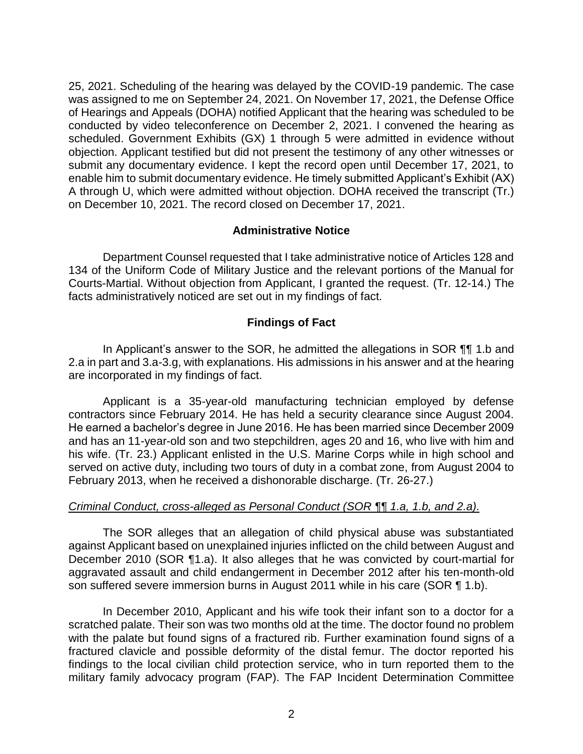25, 2021. Scheduling of the hearing was delayed by the COVID-19 pandemic. The case was assigned to me on September 24, 2021. On November 17, 2021, the Defense Office of Hearings and Appeals (DOHA) notified Applicant that the hearing was scheduled to be conducted by video teleconference on December 2, 2021. I convened the hearing as scheduled. Government Exhibits (GX) 1 through 5 were admitted in evidence without objection. Applicant testified but did not present the testimony of any other witnesses or submit any documentary evidence. I kept the record open until December 17, 2021, to enable him to submit documentary evidence. He timely submitted Applicant's Exhibit (AX) A through U, which were admitted without objection. DOHA received the transcript (Tr.) on December 10, 2021. The record closed on December 17, 2021.

## Administrative Notice

Department Counsel requested that I take administrative notice of Articles 128 and 134 of the Uniform Code of Military Justice and the relevant portions of the Manual for Courts-Martial. Without objection from Applicant, I granted the request. (Tr. 12-14.) The facts administratively noticed are set out in my findings of fact.

## Findings of Fact

In Applicant's answer to the SOR, he admitted the allegations in SOR ¶¶ 1.b and 2.a in part and 3.a-3.g, with explanations. His admissions in his answer and at the hearing are incorporated in my findings of fact.

Applicant is a 35-year-old manufacturing technician employed by defense contractors since February 2014. He has held a security clearance since August 2004. He earned a bachelor's degree in June 2016. He has been married since December 2009 and has an 11-year-old son and two stepchildren, ages 20 and 16, who live with him and his wife. (Tr. 23.) Applicant enlisted in the U.S. Marine Corps while in high school and served on active duty, including two tours of duty in a combat zone, from August 2004 to February 2013, when he received a dishonorable discharge. (Tr. 26-27.)

*Criminal Conduct, cross-alleged as Personal Conduct (SOR ¶¶ 1.a, 1.b, and 2.a).*

The SOR alleges that an allegation of child physical abuse was substantiated against Applicant based on unexplained injuries inflicted on the child between August and December 2010 (SOR ¶1.a). It also alleges that he was convicted by court-martial for aggravated assault and child endangerment in December 2012 after his ten-month-old son suffered severe immersion burns in August 2011 while in his care (SOR ¶ 1.b).

In December 2010, Applicant and his wife took their infant son to a doctor for a scratched palate. Their son was two months old at the time. The doctor found no problem with the palate but found signs of a fractured rib. Further examination found signs of a fractured clavicle and possible deformity of the distal femur. The doctor reported his findings to the local civilian child protection service, who in turn reported them to the military family advocacy program (FAP). The FAP Incident Determination Committee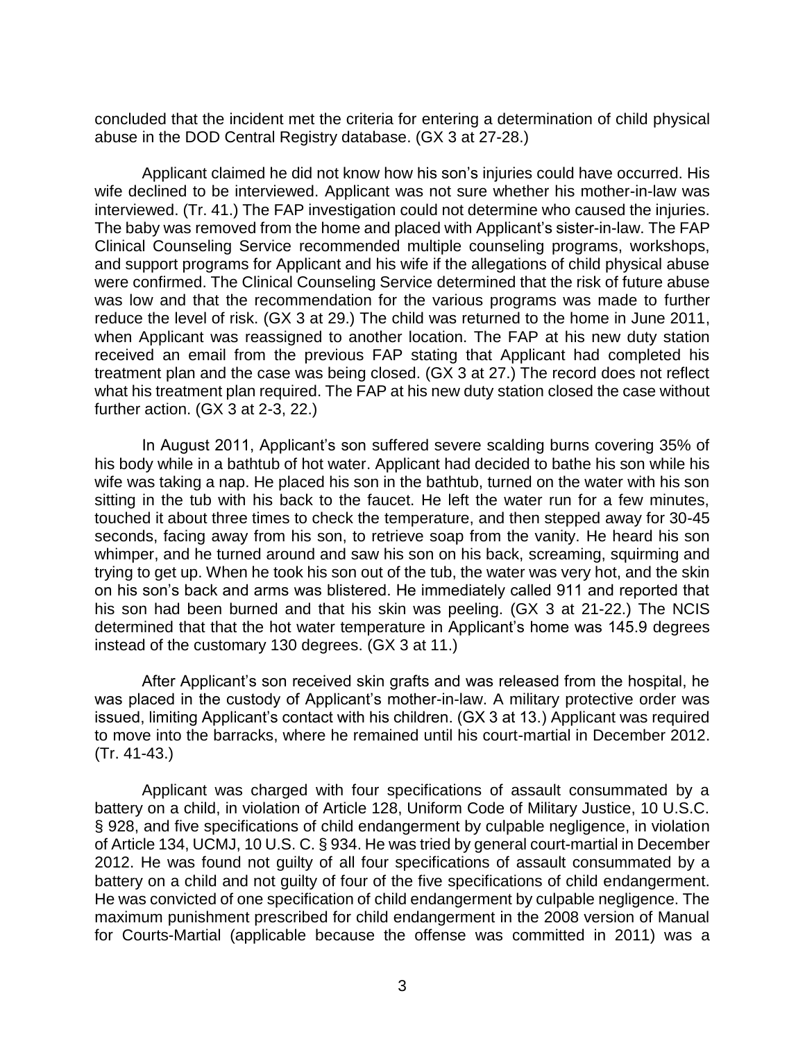concluded that the incident met the criteria for entering a determination of child physical abuse in the DOD Central Registry database. (GX 3 at 27-28.)

Applicant claimed he did not know how his son's injuries could have occurred. His wife declined to be interviewed. Applicant was not sure whether his mother-in-law was interviewed. (Tr. 41.) The FAP investigation could not determine who caused the injuries. The baby was removed from the home and placed with Applicant's sister-in-law. The FAP Clinical Counseling Service recommended multiple counseling programs, workshops, and support programs for Applicant and his wife if the allegations of child physical abuse were confirmed. The Clinical Counseling Service determined that the risk of future abuse was low and that the recommendation for the various programs was made to further reduce the level of risk. (GX 3 at 29.) The child was returned to the home in June 2011, when Applicant was reassigned to another location. The FAP at his new duty station received an email from the previous FAP stating that Applicant had completed his treatment plan and the case was being closed. (GX 3 at 27.) The record does not reflect what his treatment plan required. The FAP at his new duty station closed the case without further action. (GX 3 at 2-3, 22.)

In August 2011, Applicant's son suffered severe scalding burns covering 35% of his body while in a bathtub of hot water. Applicant had decided to bathe his son while his wife was taking a nap. He placed his son in the bathtub, turned on the water with his son sitting in the tub with his back to the faucet. He left the water run for a few minutes, touched it about three times to check the temperature, and then stepped away for 30-45 seconds, facing away from his son, to retrieve soap from the vanity. He heard his son whimper, and he turned around and saw his son on his back, screaming, squirming and trying to get up. When he took his son out of the tub, the water was very hot, and the skin on his son's back and arms was blistered. He immediately called 911 and reported that his son had been burned and that his skin was peeling. (GX 3 at 21-22.) The NCIS determined that that the hot water temperature in Applicant's home was 145.9 degrees instead of the customary 130 degrees. (GX 3 at 11.)

After Applicant's son received skin grafts and was released from the hospital, he was placed in the custody of Applicant's mother-in-law. A military protective order was issued, limiting Applicant's contact with his children. (GX 3 at 13.) Applicant was required to move into the barracks, where he remained until his court-martial in December 2012. (Tr. 41-43.)

Applicant was charged with four specifications of assault consummated by a battery on a child, in violation of Article 128, Uniform Code of Military Justice, 10 U.S.C. § 928, and five specifications of child endangerment by culpable negligence, in violation of Article 134, UCMJ, 10 U.S. C. § 934. He was tried by general court-martial in December 2012. He was found not guilty of all four specifications of assault consummated by a battery on a child and not guilty of four of the five specifications of child endangerment. He was convicted of one specification of child endangerment by culpable negligence. The maximum punishment prescribed for child endangerment in the 2008 version of Manual for Courts-Martial (applicable because the offense was committed in 2011) was a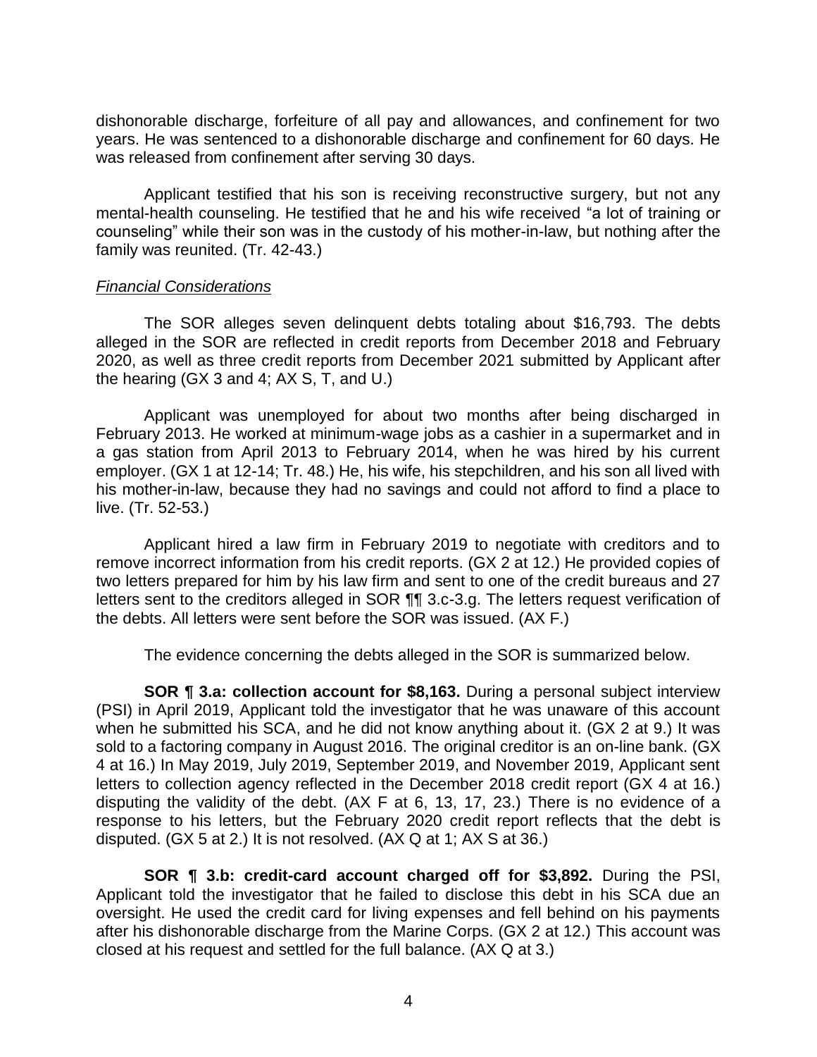dishonorable discharge, forfeiture of all pay and allowances, and confinement for two years. He was sentenced to a dishonorable discharge and confinement for 60 days. He was released from confinement after serving 30 days.

Applicant testified that his son is receiving reconstructive surgery, but not any mental-health counseling. He testified that he and his wife received "a lot of training or counseling" while their son was in the custody of his mother-in-law, but nothing after the family was reunited. (Tr. 42-43.)

*Financial Considerations*

The SOR alleges seven delinquent debts totaling about $16,793. The debts alleged in the SOR are reflected in credit reports from December 2018 and February 2020, as well as three credit reports from December 2021 submitted by Applicant after the hearing (GX 3 and 4; AX S, T, and U.)

Applicant was unemployed for about two months after being discharged in February 2013. He worked at minimum-wage jobs as a cashier in a supermarket and in a gas station from April 2013 to February 2014, when he was hired by his current employer. (GX 1 at 12-14; Tr. 48.) He, his wife, his stepchildren, and his son all lived with his mother-in-law, because they had no savings and could not afford to find a place to live. (Tr. 52-53.)

Applicant hired a law firm in February 2019 to negotiate with creditors and to remove incorrect information from his credit reports. (GX 2 at 12.) He provided copies of two letters prepared for him by his law firm and sent to one of the credit bureaus and 27 letters sent to the creditors alleged in SOR ¶¶ 3.c-3.g. The letters request verification of the debts. All letters were sent before the SOR was issued. (AX F.)

The evidence concerning the debts alleged in the SOR is summarized below.

**SOR ¶ 3.a: collection account for $8,163.** During a personal subject interview (PSI) in April 2019, Applicant told the investigator that he was unaware of this account when he submitted his SCA, and he did not know anything about it. (GX 2 at 9.) It was sold to a factoring company in August 2016. The original creditor is an on-line bank. (GX 4 at 16.) In May 2019, July 2019, September 2019, and November 2019, Applicant sent letters to collection agency reflected in the December 2018 credit report (GX 4 at 16.) disputing the validity of the debt. (AX F at 6, 13, 17, 23.) There is no evidence of a response to his letters, but the February 2020 credit report reflects that the debt is disputed. (GX 5 at 2.) It is not resolved. (AX Q at 1; AX S at 36.)

**SOR ¶ 3.b: credit-card account charged off for $3,892.** During the PSI, Applicant told the investigator that he failed to disclose this debt in his SCA due an oversight. He used the credit card for living expenses and fell behind on his payments after his dishonorable discharge from the Marine Corps. (GX 2 at 12.) This account was closed at his request and settled for the full balance. (AX Q at 3.)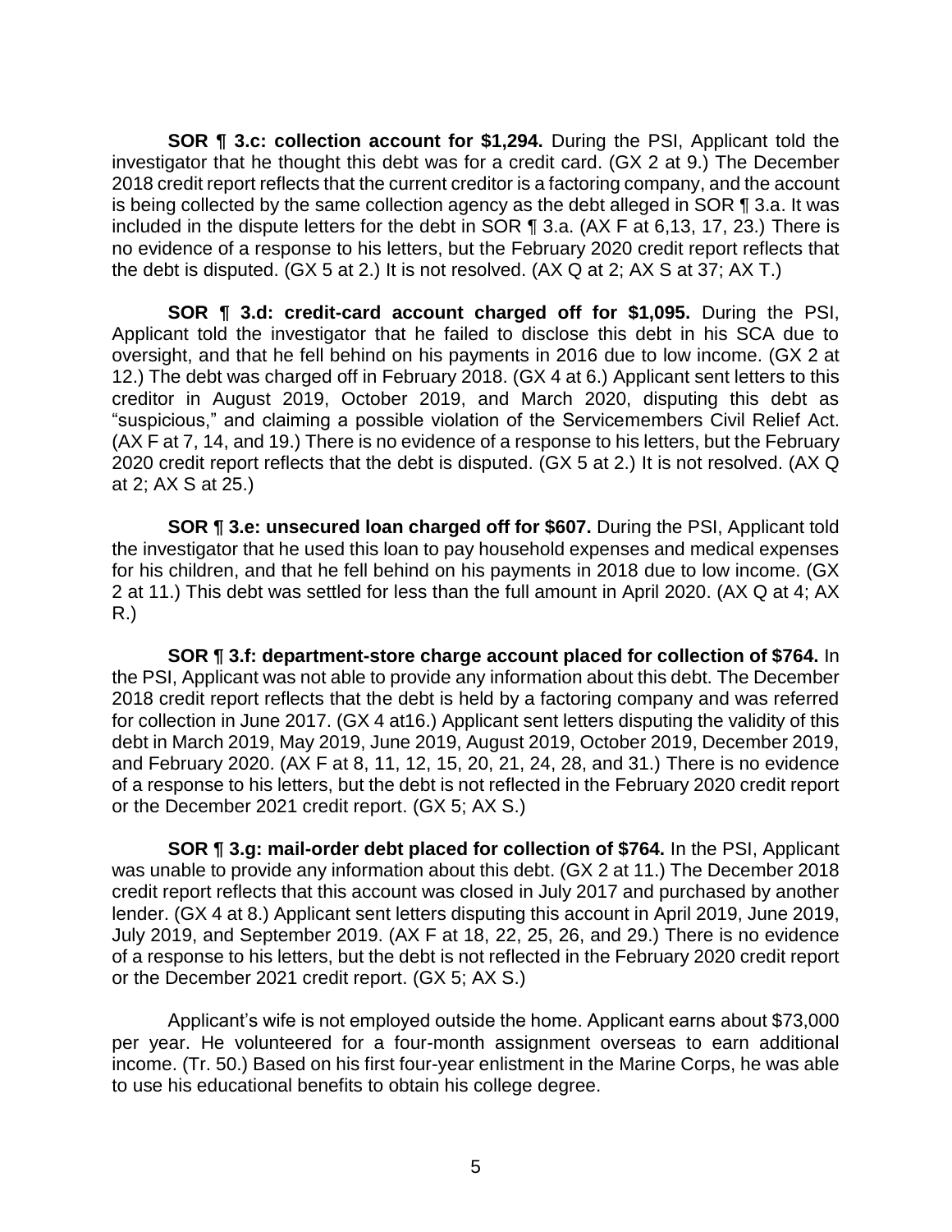**SOR ¶ 3.c: collection account for $1,294.** During the PSI, Applicant told the investigator that he thought this debt was for a credit card. (GX 2 at 9.) The December 2018 credit report reflects that the current creditor is a factoring company, and the account is being collected by the same collection agency as the debt alleged in SOR ¶ 3.a. It was included in the dispute letters for the debt in SOR ¶ 3.a. (AX F at 6,13, 17, 23.) There is no evidence of a response to his letters, but the February 2020 credit report reflects that the debt is disputed. (GX 5 at 2.) It is not resolved. (AX Q at 2; AX S at 37; AX T.)

**SOR ¶ 3.d: credit-card account charged off for $1,095.** During the PSI, Applicant told the investigator that he failed to disclose this debt in his SCA due to oversight, and that he fell behind on his payments in 2016 due to low income. (GX 2 at 12.) The debt was charged off in February 2018. (GX 4 at 6.) Applicant sent letters to this creditor in August 2019, October 2019, and March 2020, disputing this debt as "suspicious," and claiming a possible violation of the Servicemembers Civil Relief Act. (AX F at 7, 14, and 19.) There is no evidence of a response to his letters, but the February 2020 credit report reflects that the debt is disputed. (GX 5 at 2.) It is not resolved. (AX Q at 2; AX S at 25.)

**SOR ¶ 3.e: unsecured loan charged off for $607.** During the PSI, Applicant told the investigator that he used this loan to pay household expenses and medical expenses for his children, and that he fell behind on his payments in 2018 due to low income. (GX 2 at 11.) This debt was settled for less than the full amount in April 2020. (AX Q at 4; AX R.)

**SOR ¶ 3.f: department-store charge account placed for collection of $764.** In the PSI, Applicant was not able to provide any information about this debt. The December 2018 credit report reflects that the debt is held by a factoring company and was referred for collection in June 2017. (GX 4 at16.) Applicant sent letters disputing the validity of this debt in March 2019, May 2019, June 2019, August 2019, October 2019, December 2019, and February 2020. (AX F at 8, 11, 12, 15, 20, 21, 24, 28, and 31.) There is no evidence of a response to his letters, but the debt is not reflected in the February 2020 credit report or the December 2021 credit report. (GX 5; AX S.)

**SOR ¶ 3.g: mail-order debt placed for collection of $764.** In the PSI, Applicant was unable to provide any information about this debt. (GX 2 at 11.) The December 2018 credit report reflects that this account was closed in July 2017 and purchased by another lender. (GX 4 at 8.) Applicant sent letters disputing this account in April 2019, June 2019, July 2019, and September 2019. (AX F at 18, 22, 25, 26, and 29.) There is no evidence of a response to his letters, but the debt is not reflected in the February 2020 credit report or the December 2021 credit report. (GX 5; AX S.)

Applicant's wife is not employed outside the home. Applicant earns about $73,000 per year. He volunteered for a four-month assignment overseas to earn additional income. (Tr. 50.) Based on his first four-year enlistment in the Marine Corps, he was able to use his educational benefits to obtain his college degree.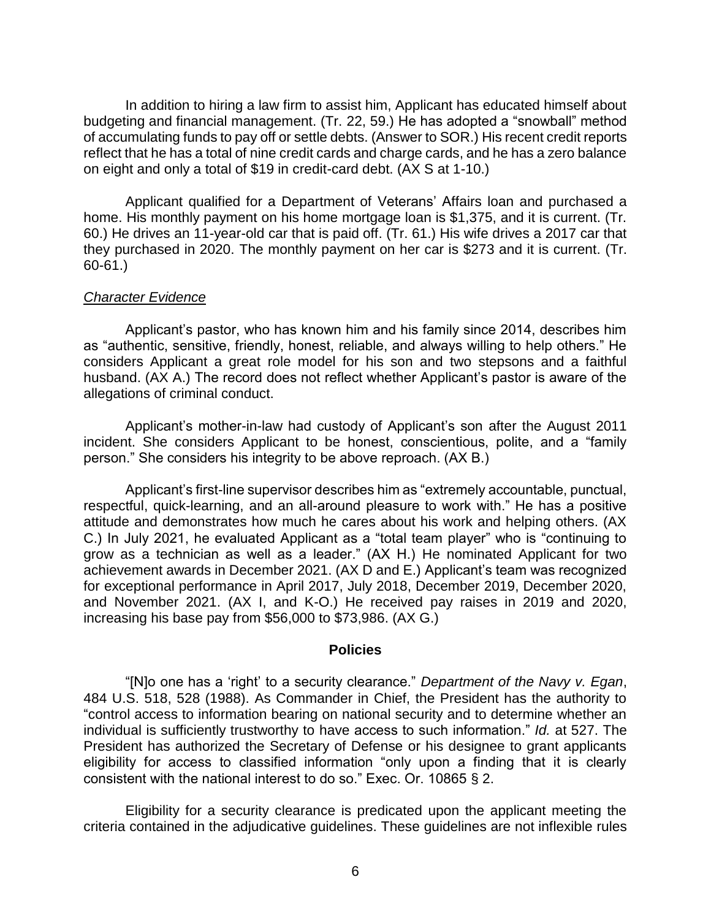In addition to hiring a law firm to assist him, Applicant has educated himself about budgeting and financial management. (Tr. 22, 59.) He has adopted a "snowball" method of accumulating funds to pay off or settle debts. (Answer to SOR.) His recent credit reports reflect that he has a total of nine credit cards and charge cards, and he has a zero balance on eight and only a total of $19 in credit-card debt. (AX S at 1-10.)

Applicant qualified for a Department of Veterans' Affairs loan and purchased a home. His monthly payment on his home mortgage loan is $1,375, and it is current. (Tr. 60.) He drives an 11-year-old car that is paid off. (Tr. 61.) His wife drives a 2017 car that they purchased in 2020. The monthly payment on her car is $273 and it is current. (Tr. 60-61.)

*Character Evidence*

Applicant's pastor, who has known him and his family since 2014, describes him as "authentic, sensitive, friendly, honest, reliable, and always willing to help others." He considers Applicant a great role model for his son and two stepsons and a faithful husband. (AX A.) The record does not reflect whether Applicant's pastor is aware of the allegations of criminal conduct.

Applicant's mother-in-law had custody of Applicant's son after the August 2011 incident. She considers Applicant to be honest, conscientious, polite, and a "family person." She considers his integrity to be above reproach. (AX B.)

Applicant's first-line supervisor describes him as "extremely accountable, punctual, respectful, quick-learning, and an all-around pleasure to work with." He has a positive attitude and demonstrates how much he cares about his work and helping others. (AX C.) In July 2021, he evaluated Applicant as a "total team player" who is "continuing to grow as a technician as well as a leader." (AX H.) He nominated Applicant for two achievement awards in December 2021. (AX D and E.) Applicant's team was recognized for exceptional performance in April 2017, July 2018, December 2019, December 2020, and November 2021. (AX I, and K-O.) He received pay raises in 2019 and 2020, increasing his base pay from $56,000 to $73,986. (AX G.)

## Policies

"[N]o one has a 'right' to a security clearance." *Department of the Navy v. Egan*, 484 U.S. 518, 528 (1988). As Commander in Chief, the President has the authority to "control access to information bearing on national security and to determine whether an individual is sufficiently trustworthy to have access to such information." *Id.* at 527. The President has authorized the Secretary of Defense or his designee to grant applicants eligibility for access to classified information "only upon a finding that it is clearly consistent with the national interest to do so." Exec. Or. 10865 § 2.

Eligibility for a security clearance is predicated upon the applicant meeting the criteria contained in the adjudicative guidelines. These guidelines are not inflexible rules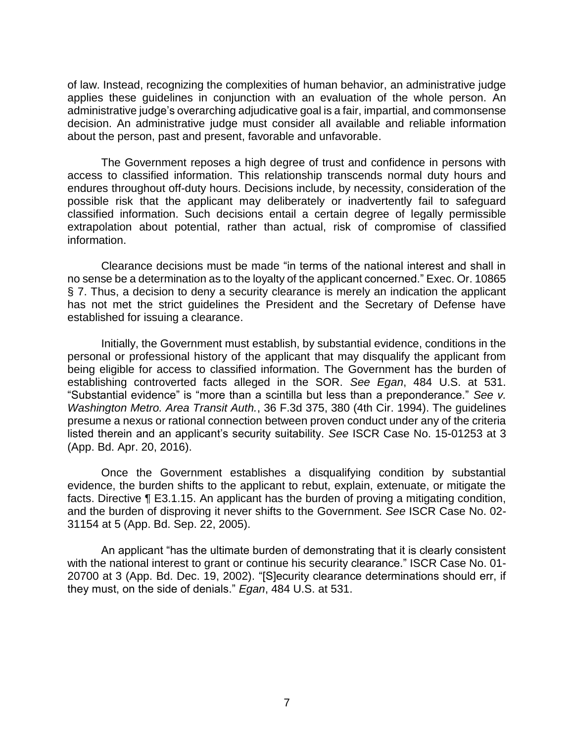of law. Instead, recognizing the complexities of human behavior, an administrative judge applies these guidelines in conjunction with an evaluation of the whole person. An administrative judge's overarching adjudicative goal is a fair, impartial, and commonsense decision. An administrative judge must consider all available and reliable information about the person, past and present, favorable and unfavorable.

The Government reposes a high degree of trust and confidence in persons with access to classified information. This relationship transcends normal duty hours and endures throughout off-duty hours. Decisions include, by necessity, consideration of the possible risk that the applicant may deliberately or inadvertently fail to safeguard classified information. Such decisions entail a certain degree of legally permissible extrapolation about potential, rather than actual, risk of compromise of classified information.

Clearance decisions must be made "in terms of the national interest and shall in no sense be a determination as to the loyalty of the applicant concerned." Exec. Or. 10865 § 7. Thus, a decision to deny a security clearance is merely an indication the applicant has not met the strict guidelines the President and the Secretary of Defense have established for issuing a clearance.

Initially, the Government must establish, by substantial evidence, conditions in the personal or professional history of the applicant that may disqualify the applicant from being eligible for access to classified information. The Government has the burden of establishing controverted facts alleged in the SOR. *See Egan*, 484 U.S. at 531. "Substantial evidence" is "more than a scintilla but less than a preponderance." *See v. Washington Metro. Area Transit Auth.*, 36 F.3d 375, 380 (4th Cir. 1994). The guidelines presume a nexus or rational connection between proven conduct under any of the criteria listed therein and an applicant's security suitability. *See* ISCR Case No. 15-01253 at 3 (App. Bd. Apr. 20, 2016).

Once the Government establishes a disqualifying condition by substantial evidence, the burden shifts to the applicant to rebut, explain, extenuate, or mitigate the facts. Directive ¶ E3.1.15. An applicant has the burden of proving a mitigating condition, and the burden of disproving it never shifts to the Government. *See* ISCR Case No. 02-31154 at 5 (App. Bd. Sep. 22, 2005).

An applicant "has the ultimate burden of demonstrating that it is clearly consistent with the national interest to grant or continue his security clearance." ISCR Case No. 01-20700 at 3 (App. Bd. Dec. 19, 2002). "[S]ecurity clearance determinations should err, if they must, on the side of denials." *Egan*, 484 U.S. at 531.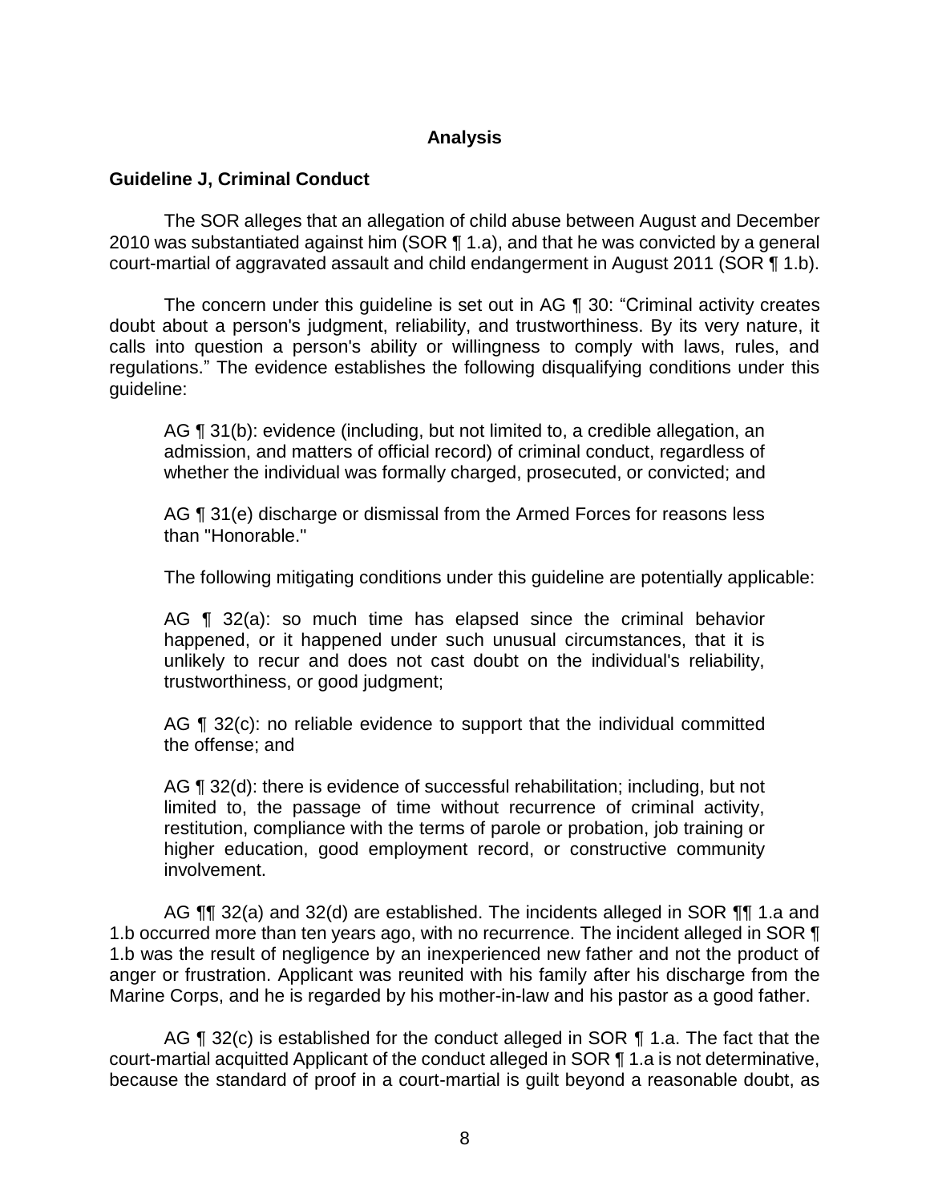## Analysis

### Guideline J, Criminal Conduct

The SOR alleges that an allegation of child abuse between August and December 2010 was substantiated against him (SOR ¶ 1.a), and that he was convicted by a general court-martial of aggravated assault and child endangerment in August 2011 (SOR ¶ 1.b).

The concern under this guideline is set out in AG ¶ 30: "Criminal activity creates doubt about a person's judgment, reliability, and trustworthiness. By its very nature, it calls into question a person's ability or willingness to comply with laws, rules, and regulations." The evidence establishes the following disqualifying conditions under this guideline:

> AG ¶ 31(b): evidence (including, but not limited to, a credible allegation, an admission, and matters of official record) of criminal conduct, regardless of whether the individual was formally charged, prosecuted, or convicted; and
>
> AG ¶ 31(e) discharge or dismissal from the Armed Forces for reasons less than "Honorable."
>
> The following mitigating conditions under this guideline are potentially applicable:
>
> AG ¶ 32(a): so much time has elapsed since the criminal behavior happened, or it happened under such unusual circumstances, that it is unlikely to recur and does not cast doubt on the individual's reliability, trustworthiness, or good judgment;
>
> AG ¶ 32(c): no reliable evidence to support that the individual committed the offense; and
>
> AG ¶ 32(d): there is evidence of successful rehabilitation; including, but not limited to, the passage of time without recurrence of criminal activity, restitution, compliance with the terms of parole or probation, job training or higher education, good employment record, or constructive community involvement.

AG ¶¶ 32(a) and 32(d) are established. The incidents alleged in SOR ¶¶ 1.a and 1.b occurred more than ten years ago, with no recurrence. The incident alleged in SOR ¶ 1.b was the result of negligence by an inexperienced new father and not the product of anger or frustration. Applicant was reunited with his family after his discharge from the Marine Corps, and he is regarded by his mother-in-law and his pastor as a good father.

AG ¶ 32(c) is established for the conduct alleged in SOR ¶ 1.a. The fact that the court-martial acquitted Applicant of the conduct alleged in SOR ¶ 1.a is not determinative, because the standard of proof in a court-martial is guilt beyond a reasonable doubt, as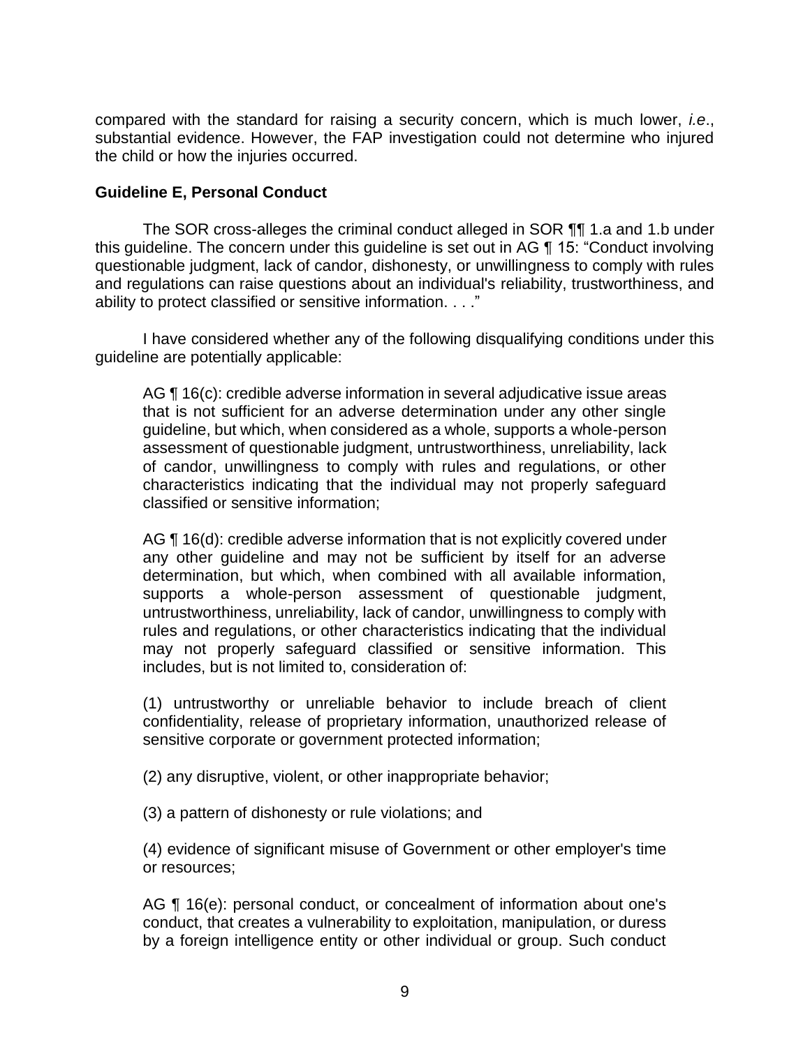compared with the standard for raising a security concern, which is much lower, *i.e*., substantial evidence. However, the FAP investigation could not determine who injured the child or how the injuries occurred.

**Guideline E, Personal Conduct**

The SOR cross-alleges the criminal conduct alleged in SOR ¶¶ 1.a and 1.b under this guideline. The concern under this guideline is set out in AG ¶ 15: "Conduct involving questionable judgment, lack of candor, dishonesty, or unwillingness to comply with rules and regulations can raise questions about an individual's reliability, trustworthiness, and ability to protect classified or sensitive information. . . ."

I have considered whether any of the following disqualifying conditions under this guideline are potentially applicable:

> AG ¶ 16(c): credible adverse information in several adjudicative issue areas that is not sufficient for an adverse determination under any other single guideline, but which, when considered as a whole, supports a whole-person assessment of questionable judgment, untrustworthiness, unreliability, lack of candor, unwillingness to comply with rules and regulations, or other characteristics indicating that the individual may not properly safeguard classified or sensitive information;
>
> AG ¶ 16(d): credible adverse information that is not explicitly covered under any other guideline and may not be sufficient by itself for an adverse determination, but which, when combined with all available information, supports a whole-person assessment of questionable judgment, untrustworthiness, unreliability, lack of candor, unwillingness to comply with rules and regulations, or other characteristics indicating that the individual may not properly safeguard classified or sensitive information. This includes, but is not limited to, consideration of:
>
> (1) untrustworthy or unreliable behavior to include breach of client confidentiality, release of proprietary information, unauthorized release of sensitive corporate or government protected information;
>
> (2) any disruptive, violent, or other inappropriate behavior;
>
> (3) a pattern of dishonesty or rule violations; and
>
> (4) evidence of significant misuse of Government or other employer's time or resources;
>
> AG ¶ 16(e): personal conduct, or concealment of information about one's conduct, that creates a vulnerability to exploitation, manipulation, or duress by a foreign intelligence entity or other individual or group. Such conduct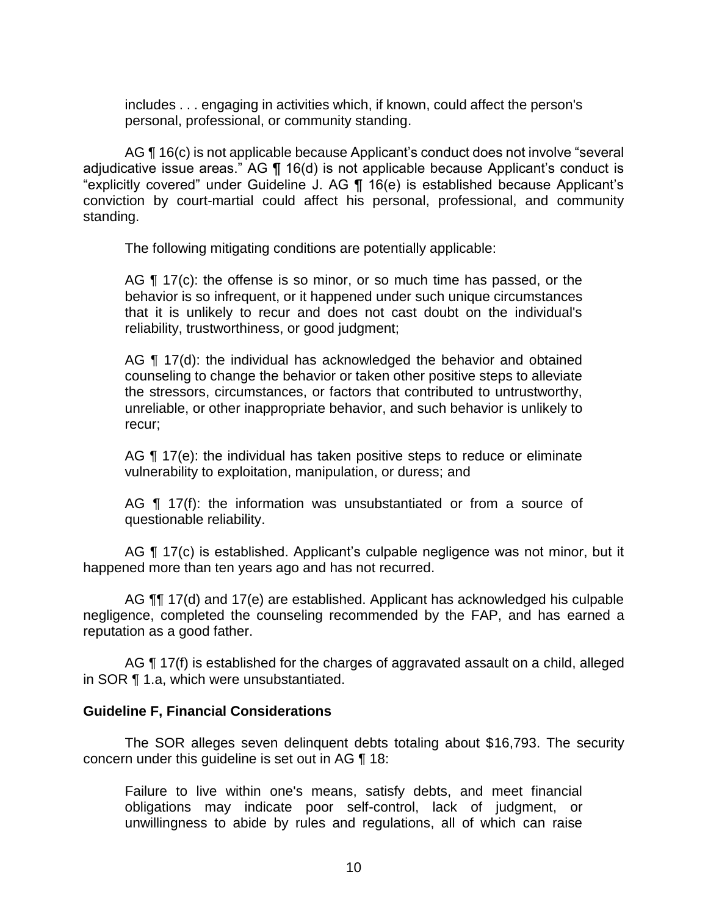includes . . . engaging in activities which, if known, could affect the person's personal, professional, or community standing.

AG ¶ 16(c) is not applicable because Applicant's conduct does not involve "several adjudicative issue areas." AG ¶ 16(d) is not applicable because Applicant's conduct is "explicitly covered" under Guideline J. AG ¶ 16(e) is established because Applicant's conviction by court-martial could affect his personal, professional, and community standing.

The following mitigating conditions are potentially applicable:

> AG ¶ 17(c): the offense is so minor, or so much time has passed, or the behavior is so infrequent, or it happened under such unique circumstances that it is unlikely to recur and does not cast doubt on the individual's reliability, trustworthiness, or good judgment;
>
> AG ¶ 17(d): the individual has acknowledged the behavior and obtained counseling to change the behavior or taken other positive steps to alleviate the stressors, circumstances, or factors that contributed to untrustworthy, unreliable, or other inappropriate behavior, and such behavior is unlikely to recur;
>
> AG ¶ 17(e): the individual has taken positive steps to reduce or eliminate vulnerability to exploitation, manipulation, or duress; and
>
> AG ¶ 17(f): the information was unsubstantiated or from a source of questionable reliability.

AG ¶ 17(c) is established. Applicant's culpable negligence was not minor, but it happened more than ten years ago and has not recurred.

AG ¶¶ 17(d) and 17(e) are established. Applicant has acknowledged his culpable negligence, completed the counseling recommended by the FAP, and has earned a reputation as a good father.

AG ¶ 17(f) is established for the charges of aggravated assault on a child, alleged in SOR ¶ 1.a, which were unsubstantiated.

### Guideline F, Financial Considerations

The SOR alleges seven delinquent debts totaling about $16,793. The security concern under this guideline is set out in AG ¶ 18:

> Failure to live within one's means, satisfy debts, and meet financial obligations may indicate poor self-control, lack of judgment, or unwillingness to abide by rules and regulations, all of which can raise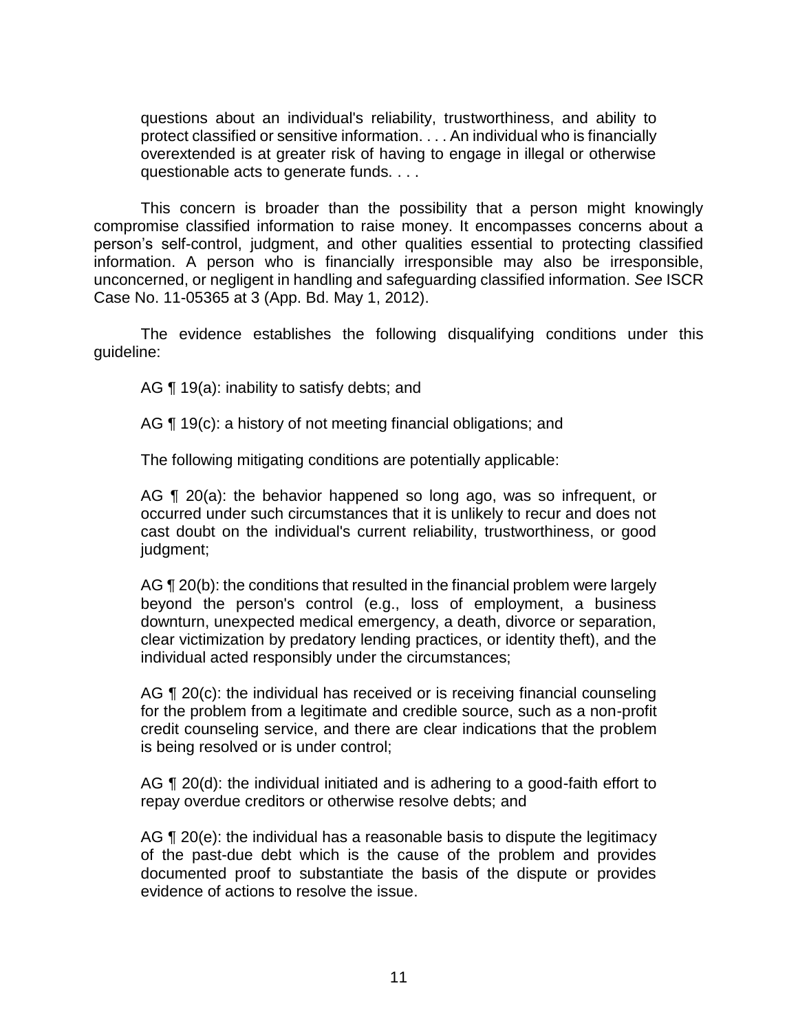> questions about an individual's reliability, trustworthiness, and ability to protect classified or sensitive information. . . . An individual who is financially overextended is at greater risk of having to engage in illegal or otherwise questionable acts to generate funds. . . .

This concern is broader than the possibility that a person might knowingly compromise classified information to raise money. It encompasses concerns about a person's self-control, judgment, and other qualities essential to protecting classified information. A person who is financially irresponsible may also be irresponsible, unconcerned, or negligent in handling and safeguarding classified information. *See* ISCR Case No. 11-05365 at 3 (App. Bd. May 1, 2012).

The evidence establishes the following disqualifying conditions under this guideline:

> AG ¶ 19(a): inability to satisfy debts; and
>
> AG ¶ 19(c): a history of not meeting financial obligations; and
>
> The following mitigating conditions are potentially applicable:
>
> AG ¶ 20(a): the behavior happened so long ago, was so infrequent, or occurred under such circumstances that it is unlikely to recur and does not cast doubt on the individual's current reliability, trustworthiness, or good judgment;
>
> AG ¶ 20(b): the conditions that resulted in the financial problem were largely beyond the person's control (e.g., loss of employment, a business downturn, unexpected medical emergency, a death, divorce or separation, clear victimization by predatory lending practices, or identity theft), and the individual acted responsibly under the circumstances;
>
> AG ¶ 20(c): the individual has received or is receiving financial counseling for the problem from a legitimate and credible source, such as a non-profit credit counseling service, and there are clear indications that the problem is being resolved or is under control;
>
> AG ¶ 20(d): the individual initiated and is adhering to a good-faith effort to repay overdue creditors or otherwise resolve debts; and
>
> AG ¶ 20(e): the individual has a reasonable basis to dispute the legitimacy of the past-due debt which is the cause of the problem and provides documented proof to substantiate the basis of the dispute or provides evidence of actions to resolve the issue.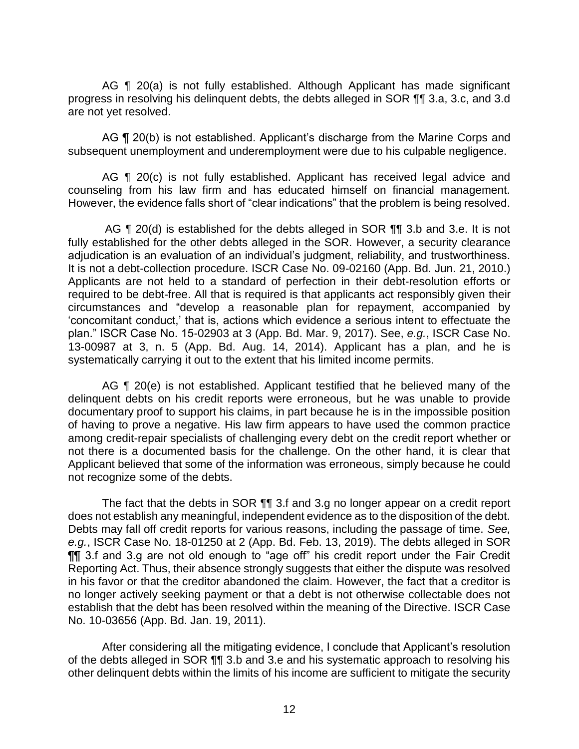AG ¶ 20(a) is not fully established. Although Applicant has made significant progress in resolving his delinquent debts, the debts alleged in SOR ¶¶ 3.a, 3.c, and 3.d are not yet resolved.

AG **¶** 20(b) is not established. Applicant's discharge from the Marine Corps and subsequent unemployment and underemployment were due to his culpable negligence.

AG ¶ 20(c) is not fully established. Applicant has received legal advice and counseling from his law firm and has educated himself on financial management. However, the evidence falls short of "clear indications" that the problem is being resolved.

AG ¶ 20(d) is established for the debts alleged in SOR ¶¶ 3.b and 3.e. It is not fully established for the other debts alleged in the SOR. However, a security clearance adjudication is an evaluation of an individual's judgment, reliability, and trustworthiness. It is not a debt-collection procedure. ISCR Case No. 09-02160 (App. Bd. Jun. 21, 2010.) Applicants are not held to a standard of perfection in their debt-resolution efforts or required to be debt-free. All that is required is that applicants act responsibly given their circumstances and "develop a reasonable plan for repayment, accompanied by 'concomitant conduct,' that is, actions which evidence a serious intent to effectuate the plan." ISCR Case No. 15-02903 at 3 (App. Bd. Mar. 9, 2017). See, *e.g.*, ISCR Case No. 13-00987 at 3, n. 5 (App. Bd. Aug. 14, 2014). Applicant has a plan, and he is systematically carrying it out to the extent that his limited income permits.

AG ¶ 20(e) is not established. Applicant testified that he believed many of the delinquent debts on his credit reports were erroneous, but he was unable to provide documentary proof to support his claims, in part because he is in the impossible position of having to prove a negative. His law firm appears to have used the common practice among credit-repair specialists of challenging every debt on the credit report whether or not there is a documented basis for the challenge. On the other hand, it is clear that Applicant believed that some of the information was erroneous, simply because he could not recognize some of the debts.

The fact that the debts in SOR ¶¶ 3.f and 3.g no longer appear on a credit report does not establish any meaningful, independent evidence as to the disposition of the debt. Debts may fall off credit reports for various reasons, including the passage of time. *See, e.g.*, ISCR Case No. 18-01250 at 2 (App. Bd. Feb. 13, 2019). The debts alleged in SOR **¶¶** 3.f and 3.g are not old enough to "age off" his credit report under the Fair Credit Reporting Act. Thus, their absence strongly suggests that either the dispute was resolved in his favor or that the creditor abandoned the claim. However, the fact that a creditor is no longer actively seeking payment or that a debt is not otherwise collectable does not establish that the debt has been resolved within the meaning of the Directive. ISCR Case No. 10-03656 (App. Bd. Jan. 19, 2011).

After considering all the mitigating evidence, I conclude that Applicant's resolution of the debts alleged in SOR ¶¶ 3.b and 3.e and his systematic approach to resolving his other delinquent debts within the limits of his income are sufficient to mitigate the security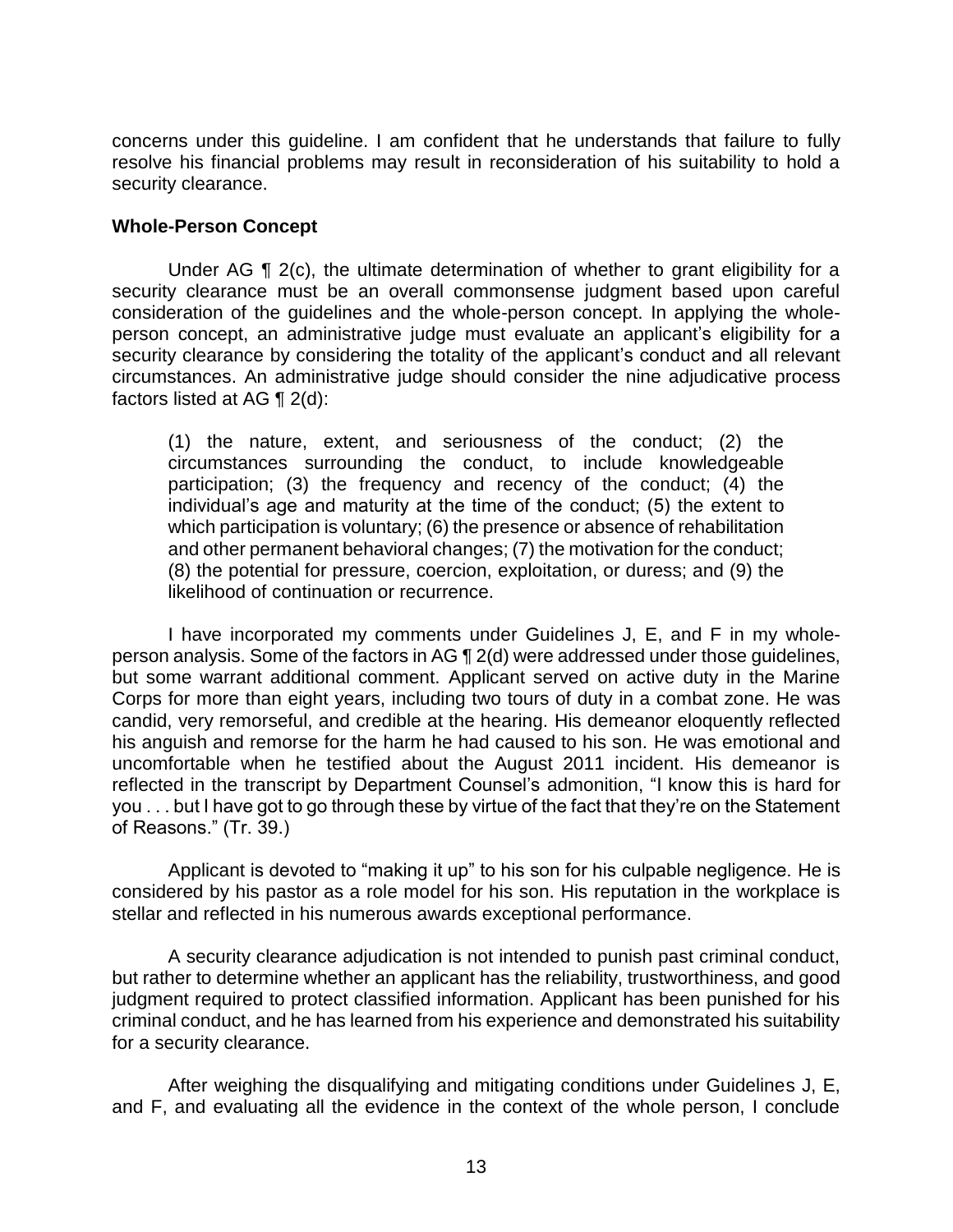concerns under this guideline. I am confident that he understands that failure to fully resolve his financial problems may result in reconsideration of his suitability to hold a security clearance.

**Whole-Person Concept**

Under AG ¶ 2(c), the ultimate determination of whether to grant eligibility for a security clearance must be an overall commonsense judgment based upon careful consideration of the guidelines and the whole-person concept. In applying the whole-person concept, an administrative judge must evaluate an applicant's eligibility for a security clearance by considering the totality of the applicant's conduct and all relevant circumstances. An administrative judge should consider the nine adjudicative process factors listed at AG ¶ 2(d):

> (1) the nature, extent, and seriousness of the conduct; (2) the circumstances surrounding the conduct, to include knowledgeable participation; (3) the frequency and recency of the conduct; (4) the individual's age and maturity at the time of the conduct; (5) the extent to which participation is voluntary; (6) the presence or absence of rehabilitation and other permanent behavioral changes; (7) the motivation for the conduct; (8) the potential for pressure, coercion, exploitation, or duress; and (9) the likelihood of continuation or recurrence.

I have incorporated my comments under Guidelines J, E, and F in my whole-person analysis. Some of the factors in AG ¶ 2(d) were addressed under those guidelines, but some warrant additional comment. Applicant served on active duty in the Marine Corps for more than eight years, including two tours of duty in a combat zone. He was candid, very remorseful, and credible at the hearing. His demeanor eloquently reflected his anguish and remorse for the harm he had caused to his son. He was emotional and uncomfortable when he testified about the August 2011 incident. His demeanor is reflected in the transcript by Department Counsel's admonition, "I know this is hard for you . . . but I have got to go through these by virtue of the fact that they're on the Statement of Reasons." (Tr. 39.)

Applicant is devoted to "making it up" to his son for his culpable negligence. He is considered by his pastor as a role model for his son. His reputation in the workplace is stellar and reflected in his numerous awards exceptional performance.

A security clearance adjudication is not intended to punish past criminal conduct, but rather to determine whether an applicant has the reliability, trustworthiness, and good judgment required to protect classified information. Applicant has been punished for his criminal conduct, and he has learned from his experience and demonstrated his suitability for a security clearance.

After weighing the disqualifying and mitigating conditions under Guidelines J, E, and F, and evaluating all the evidence in the context of the whole person, I conclude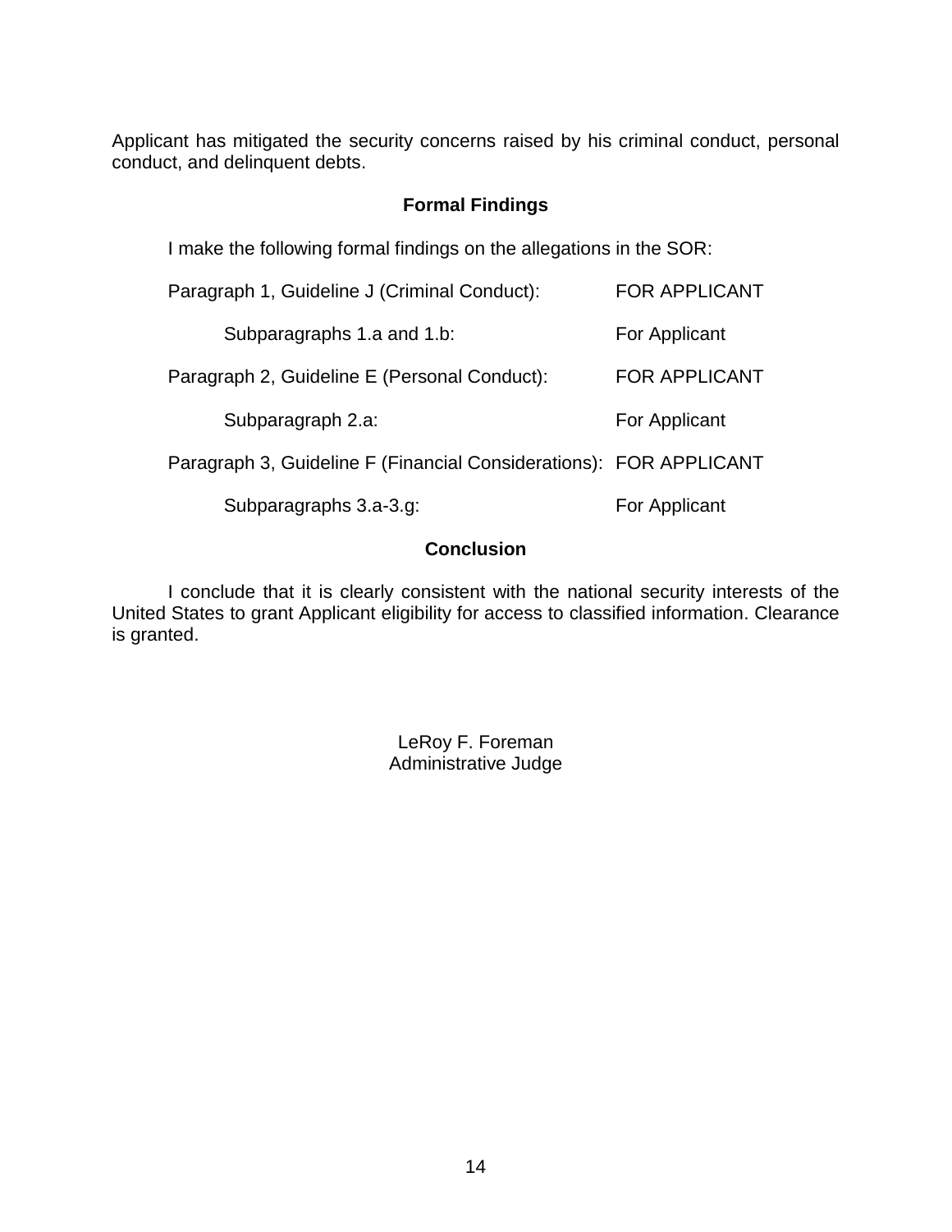Applicant has mitigated the security concerns raised by his criminal conduct, personal conduct, and delinquent debts.

## Formal Findings

I make the following formal findings on the allegations in the SOR:

| | |
|---|---|
| Paragraph 1, Guideline J (Criminal Conduct): | FOR APPLICANT |
| Subparagraphs 1.a and 1.b: | For Applicant |
| Paragraph 2, Guideline E (Personal Conduct): | FOR APPLICANT |
| Subparagraph 2.a: | For Applicant |
| Paragraph 3, Guideline F (Financial Considerations): | FOR APPLICANT |
| Subparagraphs 3.a-3.g: | For Applicant |

## Conclusion

I conclude that it is clearly consistent with the national security interests of the United States to grant Applicant eligibility for access to classified information. Clearance is granted.

LeRoy F. Foreman
Administrative Judge